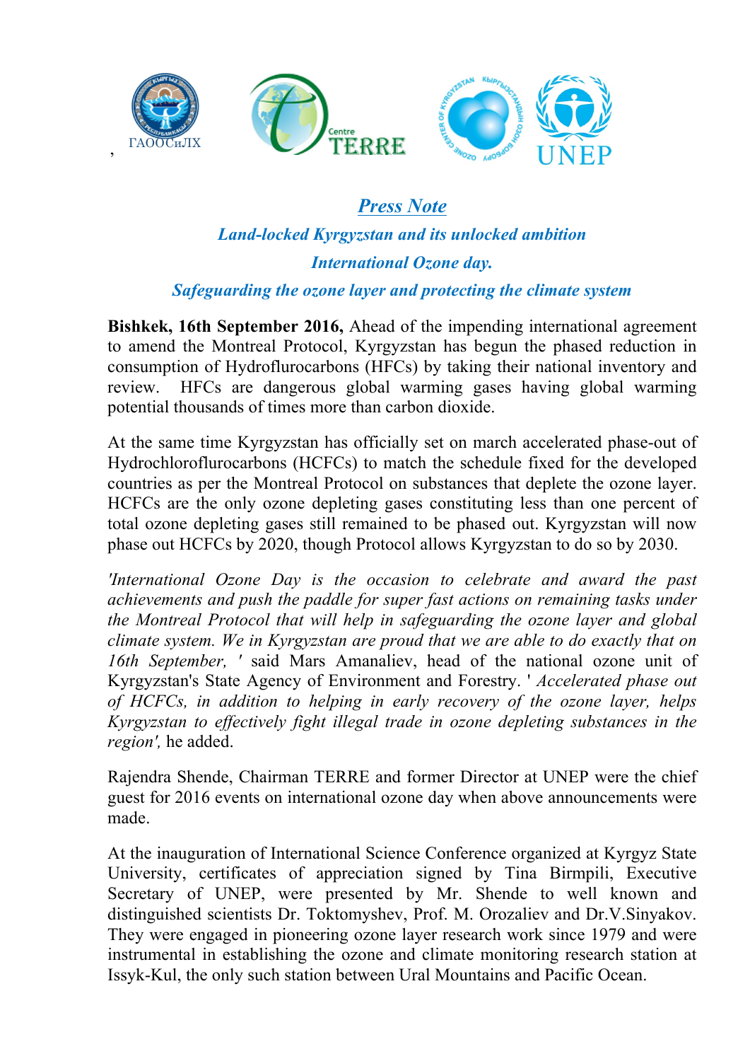, ГАООСиЛХ

Centre TERRE

UNEP

# ***Press Note***

## ***Land-locked Kyrgyzstan and its unlocked ambition***

## ***International Ozone day.***

## ***Safeguarding the ozone layer and protecting the climate system***

**Bishkek, 16th September 2016,** Ahead of the impending international agreement to amend the Montreal Protocol, Kyrgyzstan has begun the phased reduction in consumption of Hydroflurocarbons (HFCs) by taking their national inventory and review. HFCs are dangerous global warming gases having global warming potential thousands of times more than carbon dioxide.

At the same time Kyrgyzstan has officially set on march accelerated phase-out of Hydrochloroflurocarbons (HCFCs) to match the schedule fixed for the developed countries as per the Montreal Protocol on substances that deplete the ozone layer. HCFCs are the only ozone depleting gases constituting less than one percent of total ozone depleting gases still remained to be phased out. Kyrgyzstan will now phase out HCFCs by 2020, though Protocol allows Kyrgyzstan to do so by 2030.

*'International Ozone Day is the occasion to celebrate and award the past achievements and push the paddle for super fast actions on remaining tasks under the Montreal Protocol that will help in safeguarding the ozone layer and global climate system. We in Kyrgyzstan are proud that we are able to do exactly that on 16th September, '* said Mars Amanaliev, head of the national ozone unit of Kyrgyzstan's State Agency of Environment and Forestry. *' Accelerated phase out of HCFCs, in addition to helping in early recovery of the ozone layer, helps Kyrgyzstan to effectively fight illegal trade in ozone depleting substances in the region',* he added.

Rajendra Shende, Chairman TERRE and former Director at UNEP were the chief guest for 2016 events on international ozone day when above announcements were made.

At the inauguration of International Science Conference organized at Kyrgyz State University, certificates of appreciation signed by Tina Birmpili, Executive Secretary of UNEP, were presented by Mr. Shende to well known and distinguished scientists Dr. Toktomyshev, Prof. M. Orozaliev and Dr.V.Sinyakov. They were engaged in pioneering ozone layer research work since 1979 and were instrumental in establishing the ozone and climate monitoring research station at Issyk-Kul, the only such station between Ural Mountains and Pacific Ocean.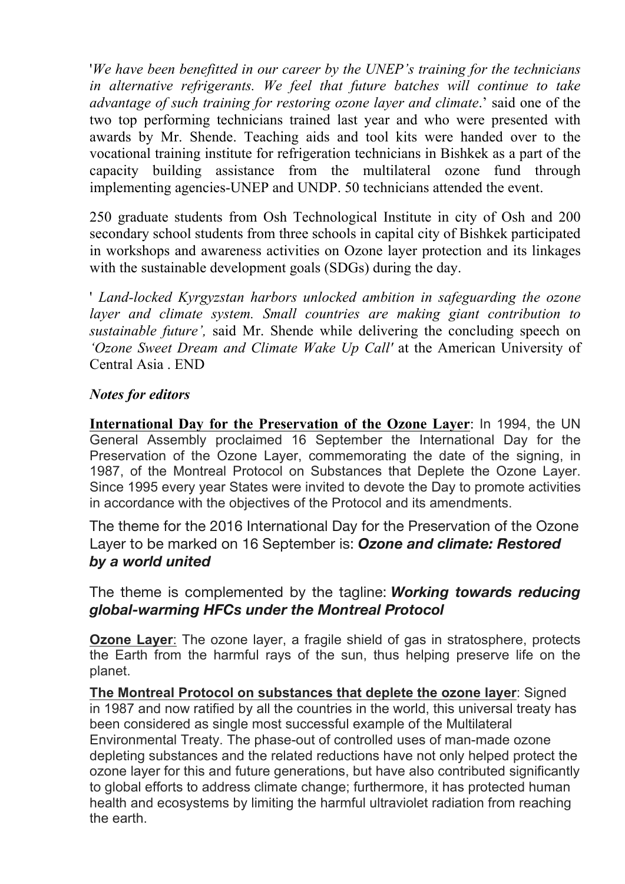'*We have been benefitted in our career by the UNEP's training for the technicians in alternative refrigerants. We feel that future batches will continue to take advantage of such training for restoring ozone layer and climate*.' said one of the two top performing technicians trained last year and who were presented with awards by Mr. Shende. Teaching aids and tool kits were handed over to the vocational training institute for refrigeration technicians in Bishkek as a part of the capacity building assistance from the multilateral ozone fund through implementing agencies-UNEP and UNDP. 50 technicians attended the event.

250 graduate students from Osh Technological Institute in city of Osh and 200 secondary school students from three schools in capital city of Bishkek participated in workshops and awareness activities on Ozone layer protection and its linkages with the sustainable development goals (SDGs) during the day.

' *Land-locked Kyrgyzstan harbors unlocked ambition in safeguarding the ozone layer and climate system. Small countries are making giant contribution to sustainable future',* said Mr. Shende while delivering the concluding speech on *'Ozone Sweet Dream and Climate Wake Up Call'* at the American University of Central Asia . END

***Notes for editors***

**International Day for the Preservation of the Ozone Layer**: In 1994, the UN General Assembly proclaimed 16 September the International Day for the Preservation of the Ozone Layer, commemorating the date of the signing, in 1987, of the Montreal Protocol on Substances that Deplete the Ozone Layer. Since 1995 every year States were invited to devote the Day to promote activities in accordance with the objectives of the Protocol and its amendments.

The theme for the 2016 International Day for the Preservation of the Ozone Layer to be marked on 16 September is: ***Ozone and climate: Restored by a world united***

The theme is complemented by the tagline: ***Working towards reducing global-warming HFCs under the Montreal Protocol***

**Ozone Layer**: The ozone layer, a fragile shield of gas in stratosphere, protects the Earth from the harmful rays of the sun, thus helping preserve life on the planet.

**The Montreal Protocol on substances that deplete the ozone layer**: Signed in 1987 and now ratified by all the countries in the world, this universal treaty has been considered as single most successful example of the Multilateral Environmental Treaty. The phase-out of controlled uses of man-made ozone depleting substances and the related reductions have not only helped protect the ozone layer for this and future generations, but have also contributed significantly to global efforts to address climate change; furthermore, it has protected human health and ecosystems by limiting the harmful ultraviolet radiation from reaching the earth.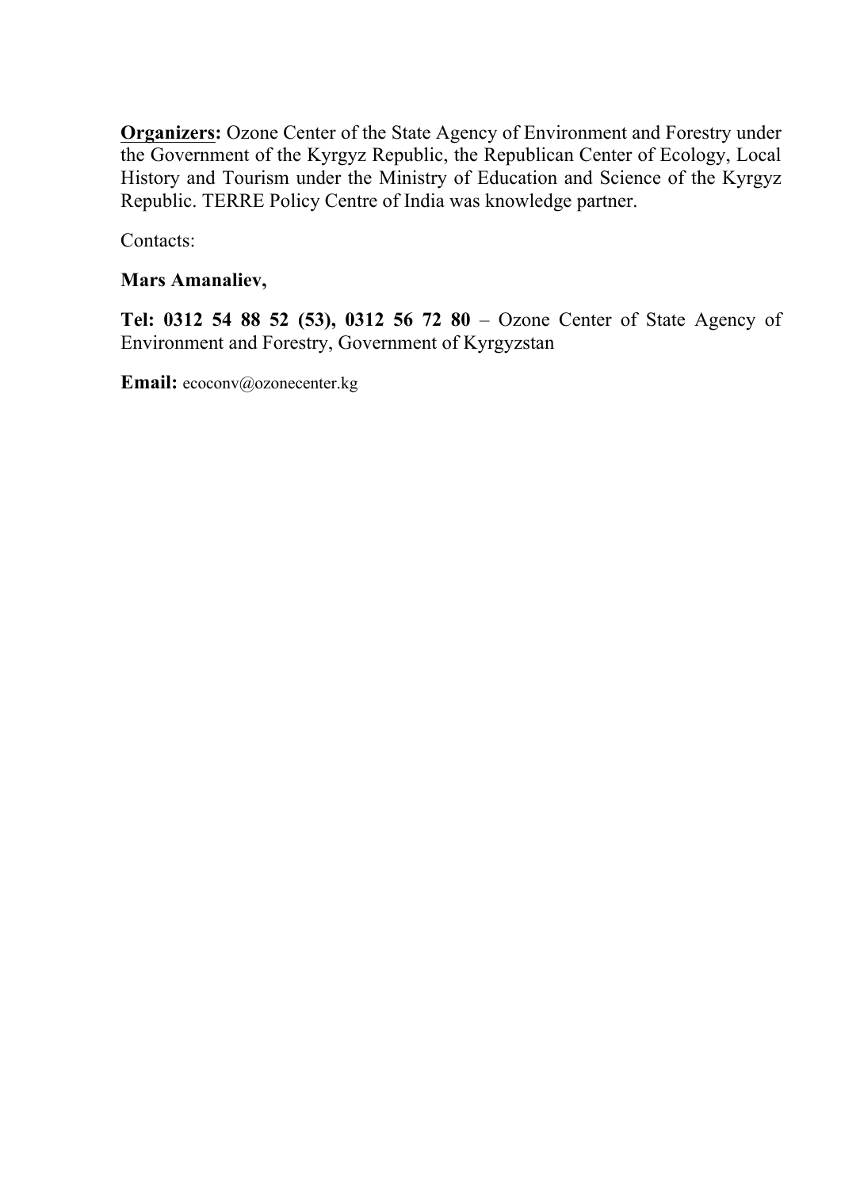**Organizers:** Ozone Center of the State Agency of Environment and Forestry under the Government of the Kyrgyz Republic, the Republican Center of Ecology, Local History and Tourism under the Ministry of Education and Science of the Kyrgyz Republic. TERRE Policy Centre of India was knowledge partner.

Contacts:

**Mars Amanaliev,**

**Tel: 0312 54 88 52 (53), 0312 56 72 80** – Ozone Center of State Agency of Environment and Forestry, Government of Kyrgyzstan

**Email:** ecoconv@ozonecenter.kg